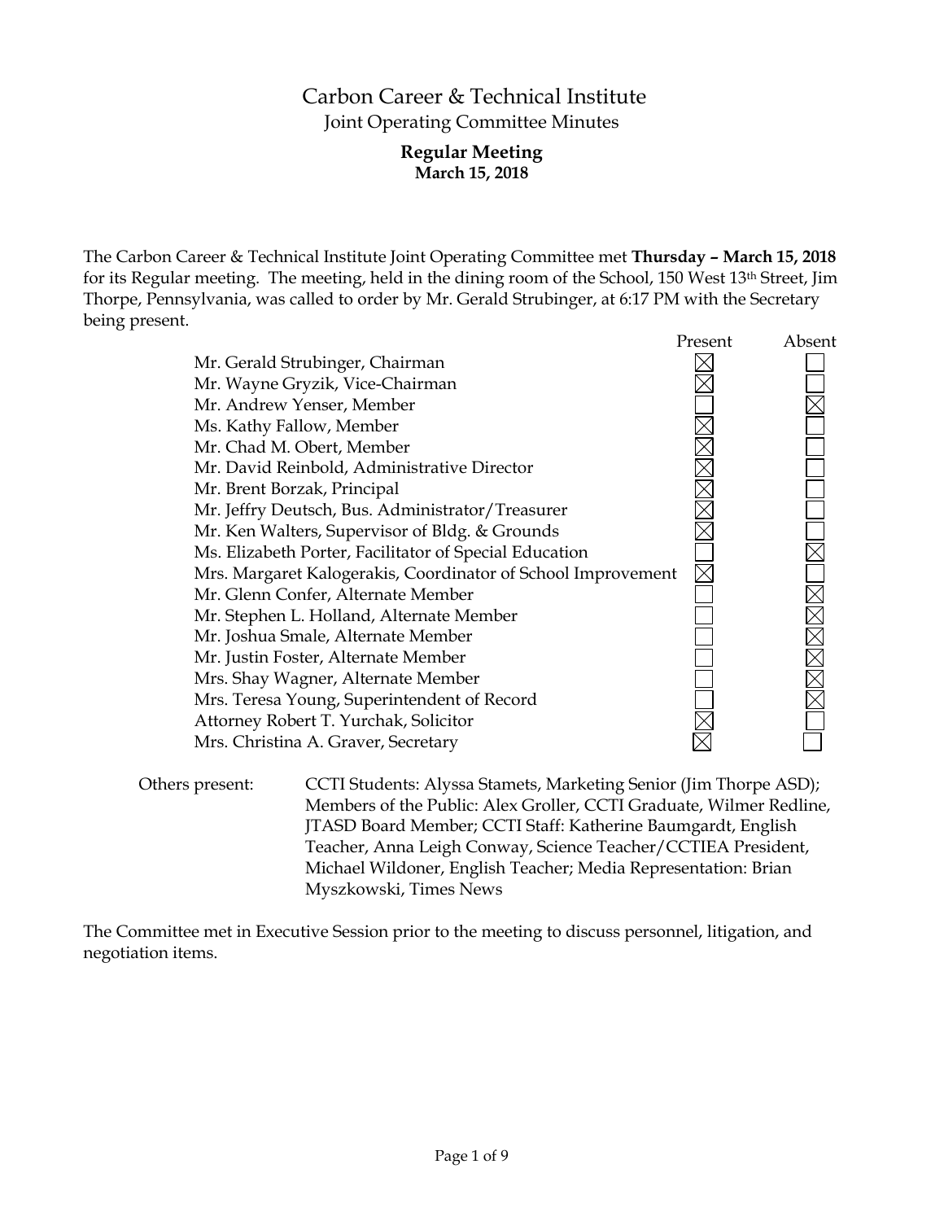# Carbon Career & Technical Institute

## Joint Operating Committee Minutes

### Regular Meeting
**March 15, 2018**

The Carbon Career & Technical Institute Joint Operating Committee met **Thursday – March 15, 2018** for its Regular meeting. The meeting, held in the dining room of the School, 150 West 13th Street, Jim Thorpe, Pennsylvania, was called to order by Mr. Gerald Strubinger, at 6:17 PM with the Secretary being present.

| | Present | Absent |
|---|---|---|
| Mr. Gerald Strubinger, Chairman | ☒ | ☐ |
| Mr. Wayne Gryzik, Vice-Chairman | ☒ | ☐ |
| Mr. Andrew Yenser, Member | ☐ | ☒ |
| Ms. Kathy Fallow, Member | ☒ | ☐ |
| Mr. Chad M. Obert, Member | ☒ | ☐ |
| Mr. David Reinbold, Administrative Director | ☒ | ☐ |
| Mr. Brent Borzak, Principal | ☒ | ☐ |
| Mr. Jeffry Deutsch, Bus. Administrator/Treasurer | ☒ | ☐ |
| Mr. Ken Walters, Supervisor of Bldg. & Grounds | ☒ | ☐ |
| Ms. Elizabeth Porter, Facilitator of Special Education | ☐ | ☒ |
| Mrs. Margaret Kalogerakis, Coordinator of School Improvement | ☒ | ☐ |
| Mr. Glenn Confer, Alternate Member | ☐ | ☒ |
| Mr. Stephen L. Holland, Alternate Member | ☐ | ☒ |
| Mr. Joshua Smale, Alternate Member | ☐ | ☒ |
| Mr. Justin Foster, Alternate Member | ☐ | ☒ |
| Mrs. Shay Wagner, Alternate Member | ☐ | ☒ |
| Mrs. Teresa Young, Superintendent of Record | ☐ | ☒ |
| Attorney Robert T. Yurchak, Solicitor | ☒ | ☐ |
| Mrs. Christina A. Graver, Secretary | ☒ | ☐ |

Others present: CCTI Students: Alyssa Stamets, Marketing Senior (Jim Thorpe ASD); Members of the Public: Alex Groller, CCTI Graduate, Wilmer Redline, JTASD Board Member; CCTI Staff: Katherine Baumgardt, English Teacher, Anna Leigh Conway, Science Teacher/CCTIEA President, Michael Wildoner, English Teacher; Media Representation: Brian Myszkowski, Times News

The Committee met in Executive Session prior to the meeting to discuss personnel, litigation, and negotiation items.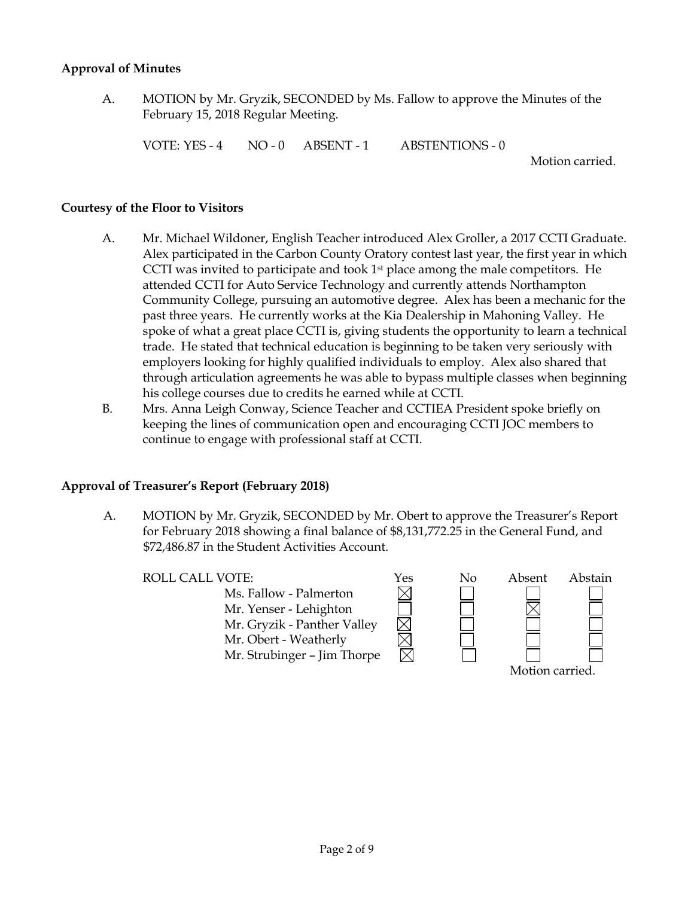**Approval of Minutes**

A. MOTION by Mr. Gryzik, SECONDED by Ms. Fallow to approve the Minutes of the February 15, 2018 Regular Meeting.

VOTE: YES - 4 NO - 0 ABSENT - 1 ABSTENTIONS - 0

Motion carried.

**Courtesy of the Floor to Visitors**

A. Mr. Michael Wildoner, English Teacher introduced Alex Groller, a 2017 CCTI Graduate. Alex participated in the Carbon County Oratory contest last year, the first year in which CCTI was invited to participate and took 1st place among the male competitors. He attended CCTI for Auto Service Technology and currently attends Northampton Community College, pursuing an automotive degree. Alex has been a mechanic for the past three years. He currently works at the Kia Dealership in Mahoning Valley. He spoke of what a great place CCTI is, giving students the opportunity to learn a technical trade. He stated that technical education is beginning to be taken very seriously with employers looking for highly qualified individuals to employ. Alex also shared that through articulation agreements he was able to bypass multiple classes when beginning his college courses due to credits he earned while at CCTI.

B. Mrs. Anna Leigh Conway, Science Teacher and CCTIEA President spoke briefly on keeping the lines of communication open and encouraging CCTI JOC members to continue to engage with professional staff at CCTI.

**Approval of Treasurer's Report (February 2018)**

A. MOTION by Mr. Gryzik, SECONDED by Mr. Obert to approve the Treasurer's Report for February 2018 showing a final balance of $8,131,772.25 in the General Fund, and $72,486.87 in the Student Activities Account.

| ROLL CALL VOTE: | Yes | No | Absent | Abstain |
|---|---|---|---|---|
| Ms. Fallow - Palmerton | ☒ | ☐ | ☐ | ☐ |
| Mr. Yenser - Lehighton | ☐ | ☐ | ☒ | ☐ |
| Mr. Gryzik - Panther Valley | ☒ | ☐ | ☐ | ☐ |
| Mr. Obert - Weatherly | ☒ | ☐ | ☐ | ☐ |
| Mr. Strubinger – Jim Thorpe | ☒ | ☐ | ☐ | ☐ |

Motion carried.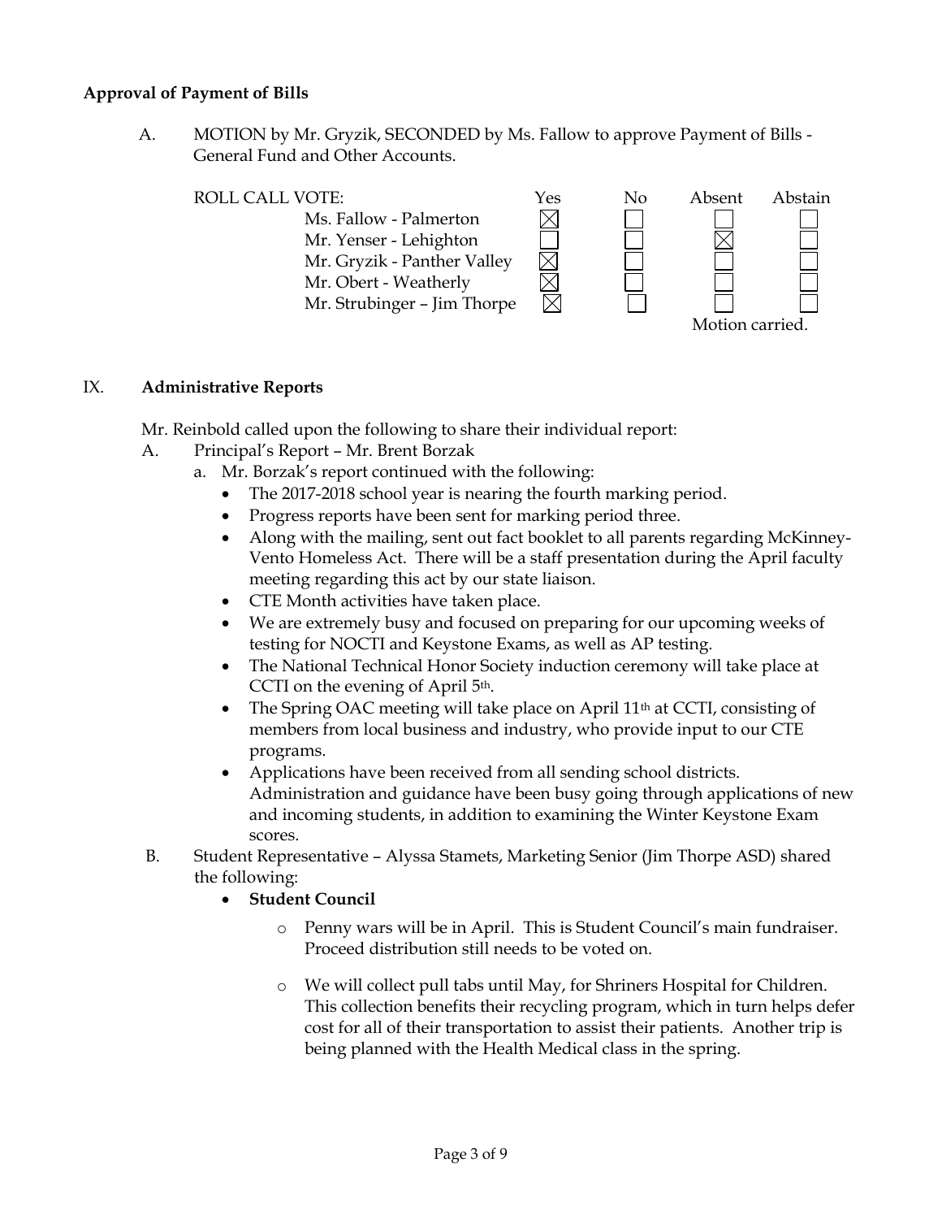**Approval of Payment of Bills**

A. MOTION by Mr. Gryzik, SECONDED by Ms. Fallow to approve Payment of Bills - General Fund and Other Accounts.

| ROLL CALL VOTE: | Yes | No | Absent | Abstain |
|---|---|---|---|---|
| Ms. Fallow - Palmerton | ☒ | ☐ | ☐ | ☐ |
| Mr. Yenser - Lehighton | ☐ | ☐ | ☒ | ☐ |
| Mr. Gryzik - Panther Valley | ☒ | ☐ | ☐ | ☐ |
| Mr. Obert - Weatherly | ☒ | ☐ | ☐ | ☐ |
| Mr. Strubinger – Jim Thorpe | ☒ | ☐ | ☐ | ☐ |

Motion carried.

## IX. **Administrative Reports**

Mr. Reinbold called upon the following to share their individual report:

A. Principal's Report – Mr. Brent Borzak
   a. Mr. Borzak's report continued with the following:
      - The 2017-2018 school year is nearing the fourth marking period.
      - Progress reports have been sent for marking period three.
      - Along with the mailing, sent out fact booklet to all parents regarding McKinney-Vento Homeless Act. There will be a staff presentation during the April faculty meeting regarding this act by our state liaison.
      - CTE Month activities have taken place.
      - We are extremely busy and focused on preparing for our upcoming weeks of testing for NOCTI and Keystone Exams, as well as AP testing.
      - The National Technical Honor Society induction ceremony will take place at CCTI on the evening of April 5th.
      - The Spring OAC meeting will take place on April 11th at CCTI, consisting of members from local business and industry, who provide input to our CTE programs.
      - Applications have been received from all sending school districts. Administration and guidance have been busy going through applications of new and incoming students, in addition to examining the Winter Keystone Exam scores.

B. Student Representative – Alyssa Stamets, Marketing Senior (Jim Thorpe ASD) shared the following:
   - **Student Council**
      - Penny wars will be in April. This is Student Council's main fundraiser. Proceed distribution still needs to be voted on.
      - We will collect pull tabs until May, for Shriners Hospital for Children. This collection benefits their recycling program, which in turn helps defer cost for all of their transportation to assist their patients. Another trip is being planned with the Health Medical class in the spring.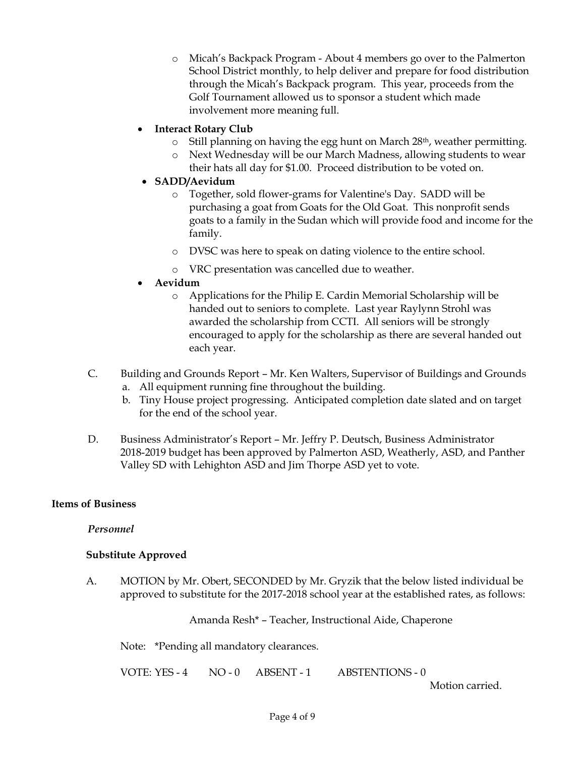- Micah's Backpack Program - About 4 members go over to the Palmerton School District monthly, to help deliver and prepare for food distribution through the Micah's Backpack program. This year, proceeds from the Golf Tournament allowed us to sponsor a student which made involvement more meaning full.

- **Interact Rotary Club**
  - Still planning on having the egg hunt on March 28th, weather permitting.
  - Next Wednesday will be our March Madness, allowing students to wear their hats all day for $1.00. Proceed distribution to be voted on.
- **SADD/Aevidum**
  - Together, sold flower-grams for Valentine's Day. SADD will be purchasing a goat from Goats for the Old Goat. This nonprofit sends goats to a family in the Sudan which will provide food and income for the family.
  - DVSC was here to speak on dating violence to the entire school.
  - VRC presentation was cancelled due to weather.
- **Aevidum**
  - Applications for the Philip E. Cardin Memorial Scholarship will be handed out to seniors to complete. Last year Raylynn Strohl was awarded the scholarship from CCTI. All seniors will be strongly encouraged to apply for the scholarship as there are several handed out each year.

C. Building and Grounds Report – Mr. Ken Walters, Supervisor of Buildings and Grounds
   a. All equipment running fine throughout the building.
   b. Tiny House project progressing. Anticipated completion date slated and on target for the end of the school year.

D. Business Administrator's Report – Mr. Jeffry P. Deutsch, Business Administrator
2018-2019 budget has been approved by Palmerton ASD, Weatherly, ASD, and Panther Valley SD with Lehighton ASD and Jim Thorpe ASD yet to vote.

**Items of Business**

***Personnel***

**Substitute Approved**

A. MOTION by Mr. Obert, SECONDED by Mr. Gryzik that the below listed individual be approved to substitute for the 2017-2018 school year at the established rates, as follows:

Amanda Resh* – Teacher, Instructional Aide, Chaperone

Note: *Pending all mandatory clearances.

VOTE: YES - 4 NO - 0 ABSENT - 1 ABSTENTIONS - 0

Motion carried.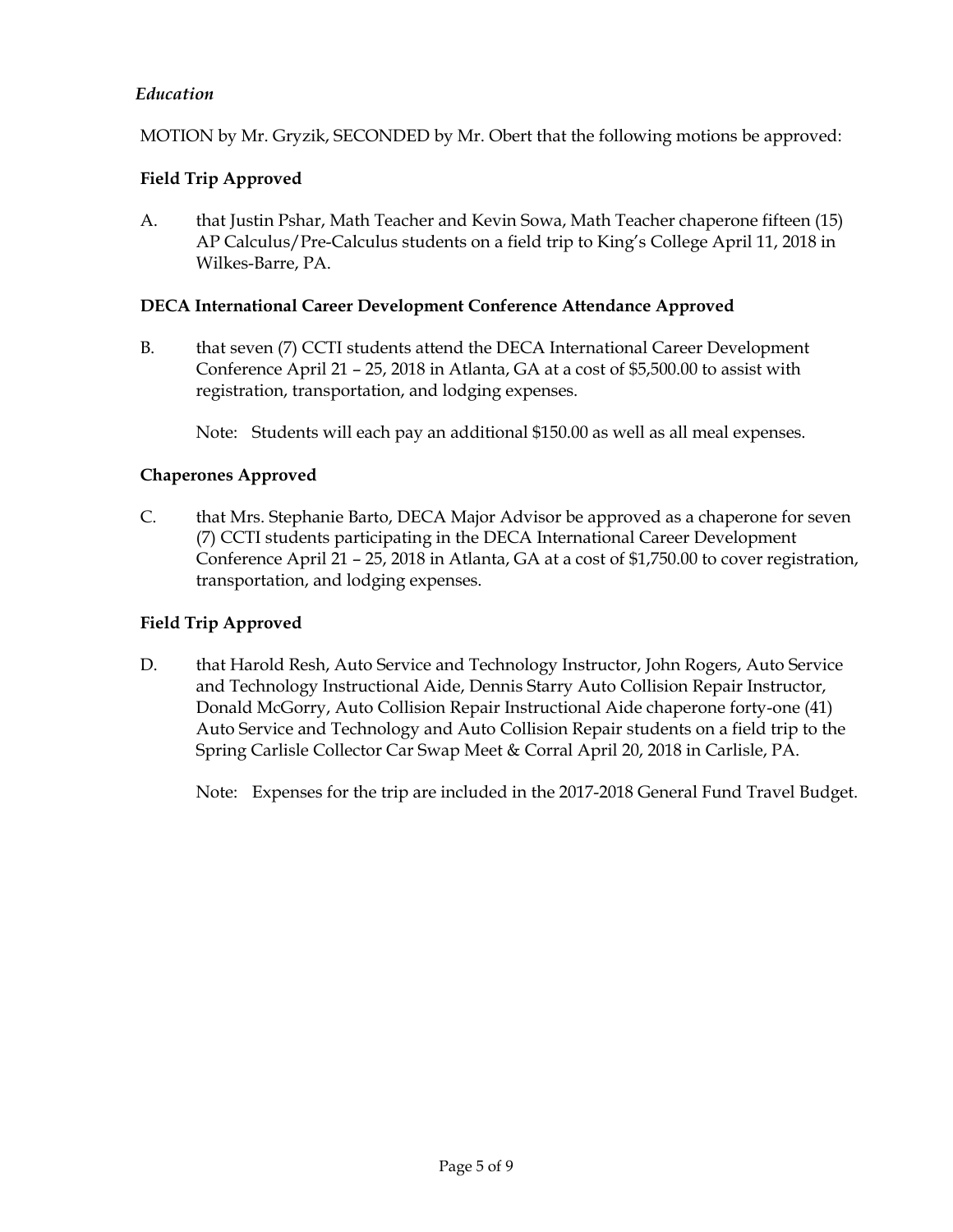*Education*

MOTION by Mr. Gryzik, SECONDED by Mr. Obert that the following motions be approved:

**Field Trip Approved**

A. that Justin Pshar, Math Teacher and Kevin Sowa, Math Teacher chaperone fifteen (15) AP Calculus/Pre-Calculus students on a field trip to King's College April 11, 2018 in Wilkes-Barre, PA.

**DECA International Career Development Conference Attendance Approved**

B. that seven (7) CCTI students attend the DECA International Career Development Conference April 21 – 25, 2018 in Atlanta, GA at a cost of $5,500.00 to assist with registration, transportation, and lodging expenses.

Note: Students will each pay an additional $150.00 as well as all meal expenses.

**Chaperones Approved**

C. that Mrs. Stephanie Barto, DECA Major Advisor be approved as a chaperone for seven (7) CCTI students participating in the DECA International Career Development Conference April 21 – 25, 2018 in Atlanta, GA at a cost of $1,750.00 to cover registration, transportation, and lodging expenses.

**Field Trip Approved**

D. that Harold Resh, Auto Service and Technology Instructor, John Rogers, Auto Service and Technology Instructional Aide, Dennis Starry Auto Collision Repair Instructor, Donald McGorry, Auto Collision Repair Instructional Aide chaperone forty-one (41) Auto Service and Technology and Auto Collision Repair students on a field trip to the Spring Carlisle Collector Car Swap Meet & Corral April 20, 2018 in Carlisle, PA.

Note: Expenses for the trip are included in the 2017-2018 General Fund Travel Budget.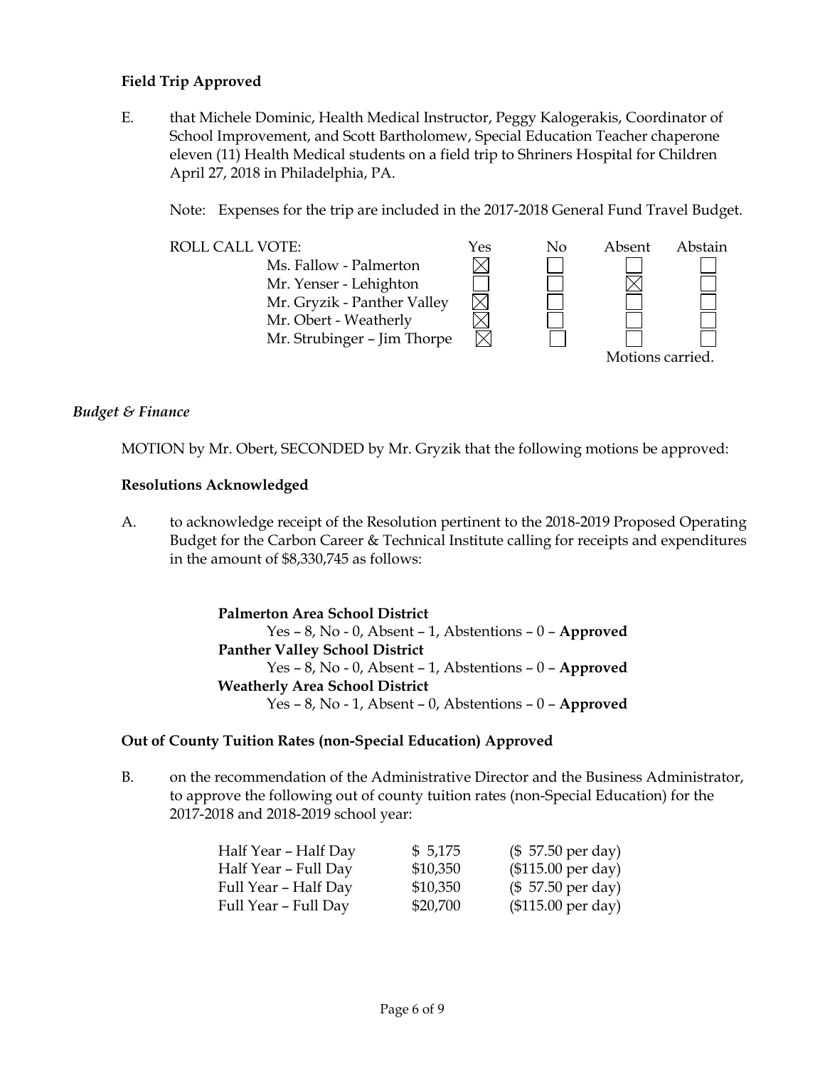**Field Trip Approved**

E. that Michele Dominic, Health Medical Instructor, Peggy Kalogerakis, Coordinator of School Improvement, and Scott Bartholomew, Special Education Teacher chaperone eleven (11) Health Medical students on a field trip to Shriners Hospital for Children April 27, 2018 in Philadelphia, PA.

Note: Expenses for the trip are included in the 2017-2018 General Fund Travel Budget.

| ROLL CALL VOTE: | Yes | No | Absent | Abstain |
|---|---|---|---|---|
| Ms. Fallow - Palmerton | ☒ | ☐ | ☐ | ☐ |
| Mr. Yenser - Lehighton | ☐ | ☐ | ☒ | ☐ |
| Mr. Gryzik - Panther Valley | ☒ | ☐ | ☐ | ☐ |
| Mr. Obert - Weatherly | ☒ | ☐ | ☐ | ☐ |
| Mr. Strubinger – Jim Thorpe | ☒ | ☐ | ☐ | ☐ |

Motions carried.

*Budget & Finance*

MOTION by Mr. Obert, SECONDED by Mr. Gryzik that the following motions be approved:

**Resolutions Acknowledged**

A. to acknowledge receipt of the Resolution pertinent to the 2018-2019 Proposed Operating Budget for the Carbon Career & Technical Institute calling for receipts and expenditures in the amount of $8,330,745 as follows:

**Palmerton Area School District**
Yes – 8, No - 0, Absent – 1, Abstentions – 0 – **Approved**
**Panther Valley School District**
Yes – 8, No - 0, Absent – 1, Abstentions – 0 – **Approved**
**Weatherly Area School District**
Yes – 8, No - 1, Absent – 0, Abstentions – 0 – **Approved**

**Out of County Tuition Rates (non-Special Education) Approved**

B. on the recommendation of the Administrative Director and the Business Administrator, to approve the following out of county tuition rates (non-Special Education) for the 2017-2018 and 2018-2019 school year:

| | | |
|---|---|---|
| Half Year – Half Day | $ 5,175 | ($ 57.50 per day) |
| Half Year – Full Day | $10,350 | ($115.00 per day) |
| Full Year – Half Day | $10,350 | ($ 57.50 per day) |
| Full Year – Full Day | $20,700 | ($115.00 per day) |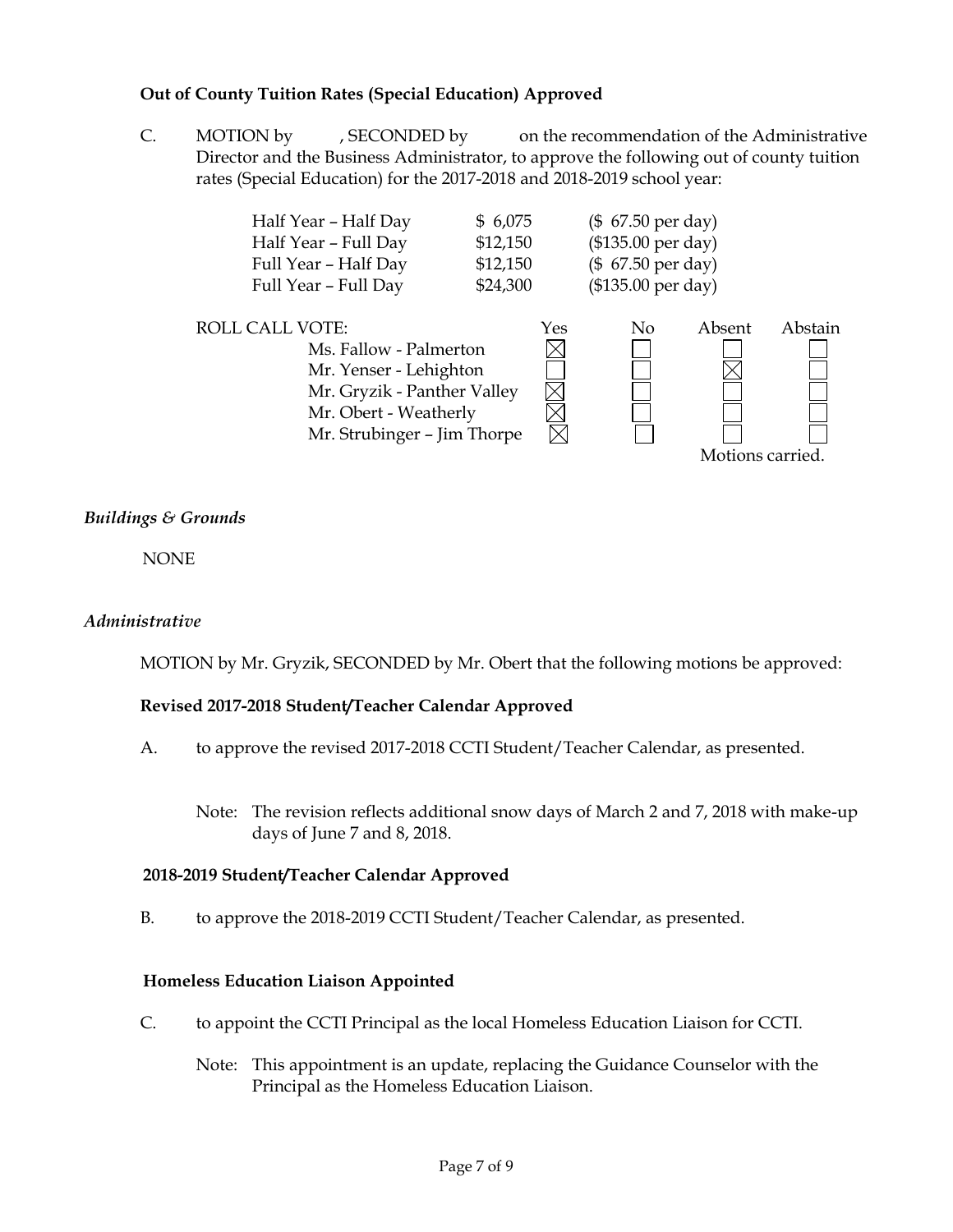**Out of County Tuition Rates (Special Education) Approved**

C. MOTION by , SECONDED by on the recommendation of the Administrative Director and the Business Administrator, to approve the following out of county tuition rates (Special Education) for the 2017-2018 and 2018-2019 school year:

| | | |
|---|---|---|
| Half Year – Half Day | $ 6,075 | ($ 67.50 per day) |
| Half Year – Full Day | $12,150 | ($135.00 per day) |
| Full Year – Half Day | $12,150 | ($ 67.50 per day) |
| Full Year – Full Day | $24,300 | ($135.00 per day) |

ROLL CALL VOTE:

| | Yes | No | Absent | Abstain |
|---|---|---|---|---|
| Ms. Fallow - Palmerton | ☒ | ☐ | ☐ | ☐ |
| Mr. Yenser - Lehighton | ☐ | ☐ | ☒ | ☐ |
| Mr. Gryzik - Panther Valley | ☒ | ☐ | ☐ | ☐ |
| Mr. Obert - Weatherly | ☒ | ☐ | ☐ | ☐ |
| Mr. Strubinger – Jim Thorpe | ☒ | ☐ | ☐ | ☐ |

Motions carried.

*Buildings & Grounds*

NONE

*Administrative*

MOTION by Mr. Gryzik, SECONDED by Mr. Obert that the following motions be approved:

**Revised 2017-2018 Student/Teacher Calendar Approved**

A. to approve the revised 2017-2018 CCTI Student/Teacher Calendar, as presented.

Note: The revision reflects additional snow days of March 2 and 7, 2018 with make-up days of June 7 and 8, 2018.

**2018-2019 Student/Teacher Calendar Approved**

B. to approve the 2018-2019 CCTI Student/Teacher Calendar, as presented.

**Homeless Education Liaison Appointed**

C. to appoint the CCTI Principal as the local Homeless Education Liaison for CCTI.

Note: This appointment is an update, replacing the Guidance Counselor with the Principal as the Homeless Education Liaison.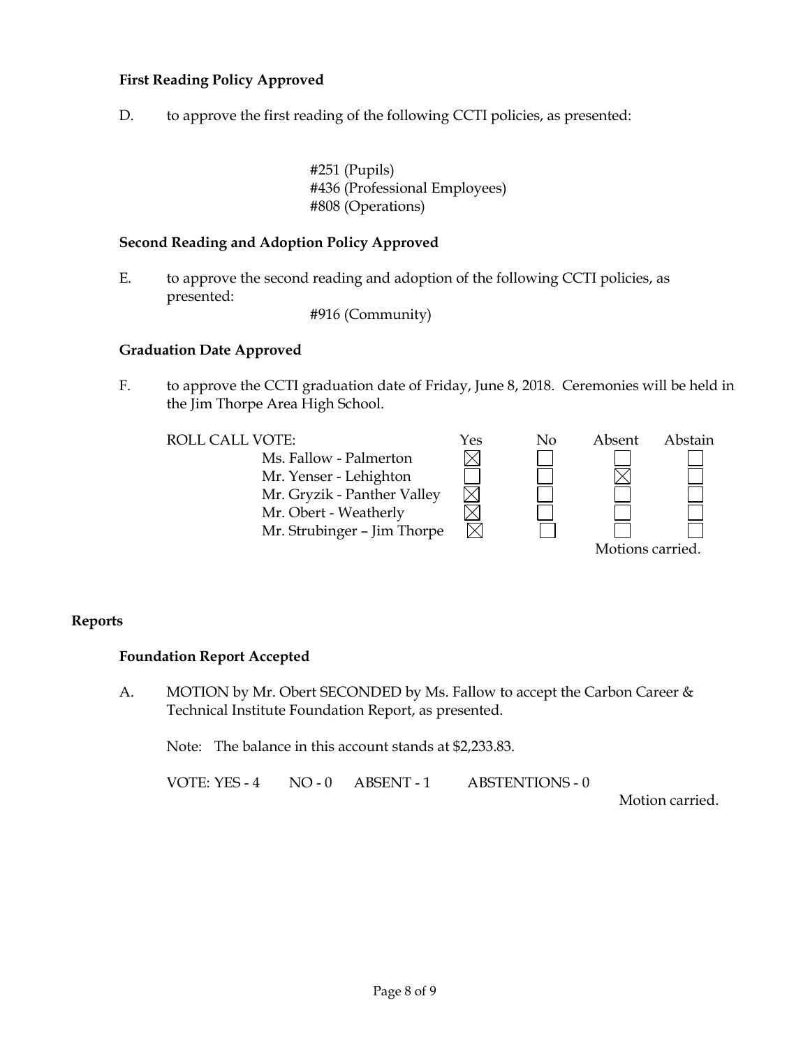### First Reading Policy Approved

D. to approve the first reading of the following CCTI policies, as presented:

#251 (Pupils)
#436 (Professional Employees)
#808 (Operations)

### Second Reading and Adoption Policy Approved

E. to approve the second reading and adoption of the following CCTI policies, as presented:

#916 (Community)

### Graduation Date Approved

F. to approve the CCTI graduation date of Friday, June 8, 2018. Ceremonies will be held in the Jim Thorpe Area High School.

| ROLL CALL VOTE: | Yes | No | Absent | Abstain |
|---|---|---|---|---|
| Ms. Fallow - Palmerton | ☒ | ☐ | ☐ | ☐ |
| Mr. Yenser - Lehighton | ☐ | ☐ | ☒ | ☐ |
| Mr. Gryzik - Panther Valley | ☒ | ☐ | ☐ | ☐ |
| Mr. Obert - Weatherly | ☒ | ☐ | ☐ | ☐ |
| Mr. Strubinger – Jim Thorpe | ☒ | ☐ | ☐ | ☐ |

Motions carried.

## Reports

### Foundation Report Accepted

A. MOTION by Mr. Obert SECONDED by Ms. Fallow to accept the Carbon Career & Technical Institute Foundation Report, as presented.

Note: The balance in this account stands at $2,233.83.

VOTE: YES - 4 NO - 0 ABSENT - 1 ABSTENTIONS - 0

Motion carried.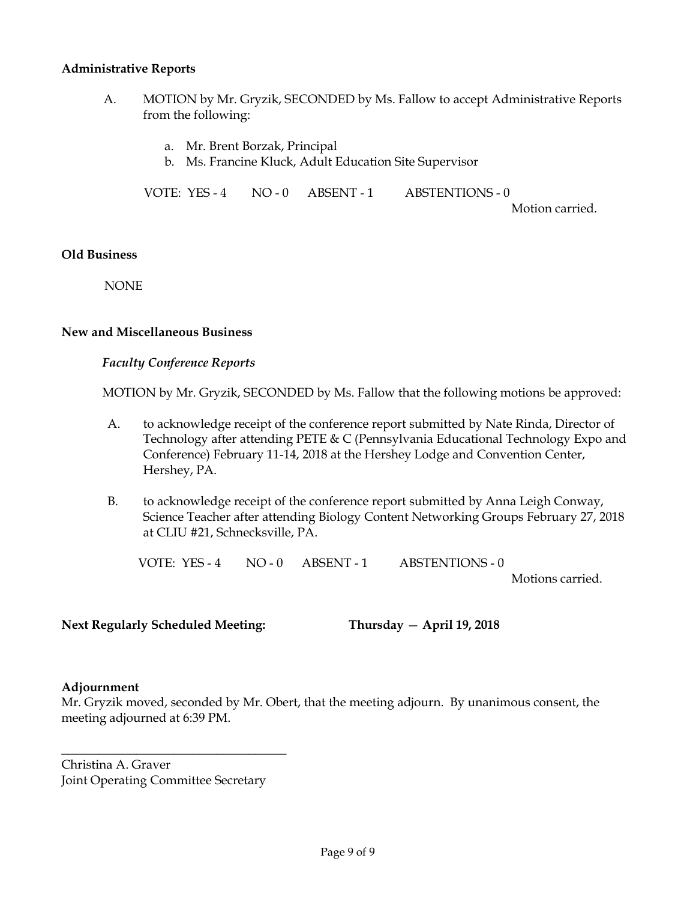**Administrative Reports**

A. MOTION by Mr. Gryzik, SECONDED by Ms. Fallow to accept Administrative Reports from the following:

   a. Mr. Brent Borzak, Principal
   b. Ms. Francine Kluck, Adult Education Site Supervisor

   VOTE: YES - 4 NO - 0 ABSENT - 1 ABSTENTIONS - 0

   Motion carried.

**Old Business**

NONE

**New and Miscellaneous Business**

***Faculty Conference Reports***

MOTION by Mr. Gryzik, SECONDED by Ms. Fallow that the following motions be approved:

A. to acknowledge receipt of the conference report submitted by Nate Rinda, Director of Technology after attending PETE & C (Pennsylvania Educational Technology Expo and Conference) February 11-14, 2018 at the Hershey Lodge and Convention Center, Hershey, PA.

B. to acknowledge receipt of the conference report submitted by Anna Leigh Conway, Science Teacher after attending Biology Content Networking Groups February 27, 2018 at CLIU #21, Schnecksville, PA.

   VOTE: YES - 4 NO - 0 ABSENT - 1 ABSTENTIONS - 0

   Motions carried.

**Next Regularly Scheduled Meeting:** **Thursday — April 19, 2018**

**Adjournment**

Mr. Gryzik moved, seconded by Mr. Obert, that the meeting adjourn. By unanimous consent, the meeting adjourned at 6:39 PM.

_____________________________________

Christina A. Graver
Joint Operating Committee Secretary